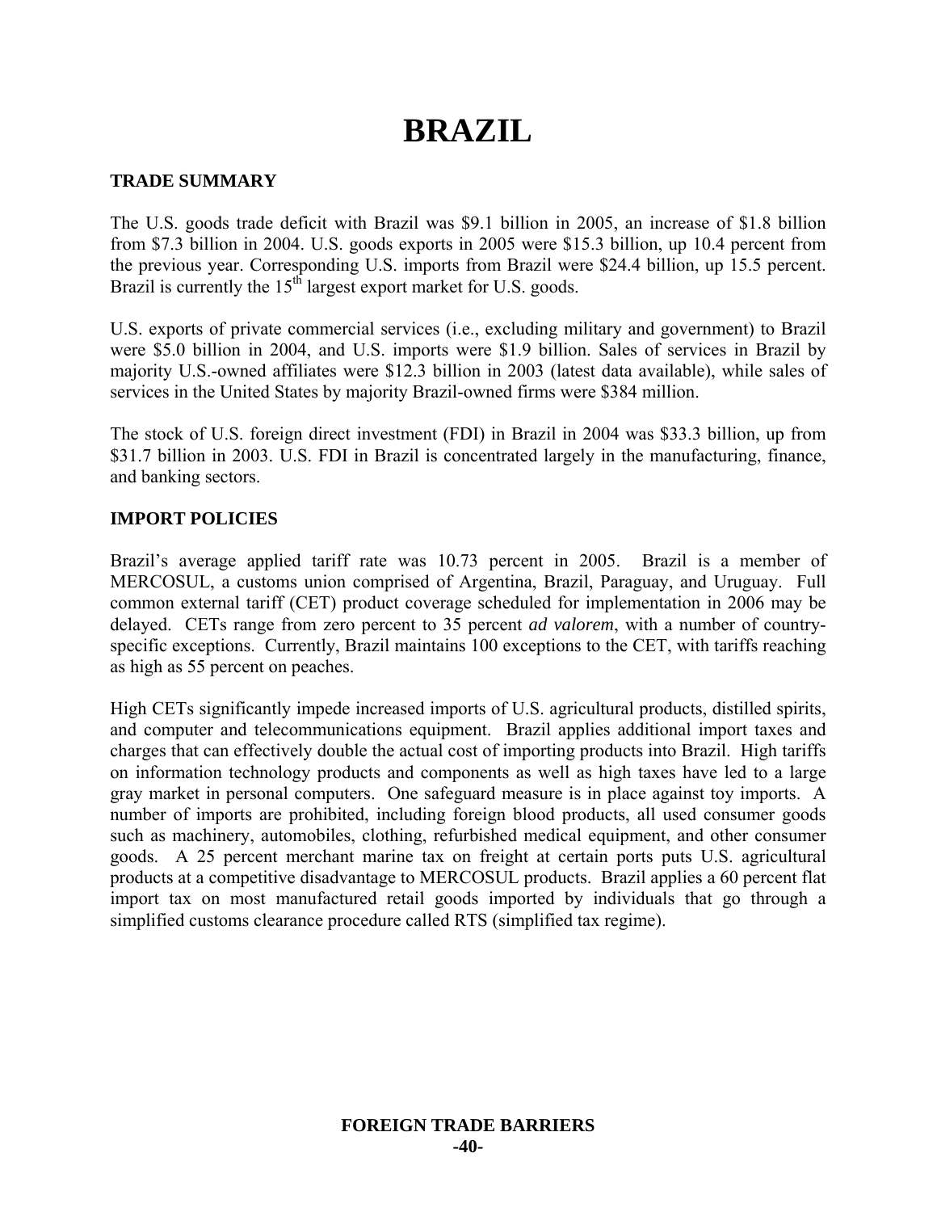# BRAZIL

## TRADE SUMMARY

The U.S. goods trade deficit with Brazil was $9.1 billion in 2005, an increase of $1.8 billion from $7.3 billion in 2004. U.S. goods exports in 2005 were $15.3 billion, up 10.4 percent from the previous year. Corresponding U.S. imports from Brazil were $24.4 billion, up 15.5 percent. Brazil is currently the 15th largest export market for U.S. goods.

U.S. exports of private commercial services (i.e., excluding military and government) to Brazil were $5.0 billion in 2004, and U.S. imports were $1.9 billion. Sales of services in Brazil by majority U.S.-owned affiliates were $12.3 billion in 2003 (latest data available), while sales of services in the United States by majority Brazil-owned firms were $384 million.

The stock of U.S. foreign direct investment (FDI) in Brazil in 2004 was $33.3 billion, up from $31.7 billion in 2003. U.S. FDI in Brazil is concentrated largely in the manufacturing, finance, and banking sectors.

## IMPORT POLICIES

Brazil's average applied tariff rate was 10.73 percent in 2005. Brazil is a member of MERCOSUL, a customs union comprised of Argentina, Brazil, Paraguay, and Uruguay. Full common external tariff (CET) product coverage scheduled for implementation in 2006 may be delayed. CETs range from zero percent to 35 percent *ad valorem*, with a number of country-specific exceptions. Currently, Brazil maintains 100 exceptions to the CET, with tariffs reaching as high as 55 percent on peaches.

High CETs significantly impede increased imports of U.S. agricultural products, distilled spirits, and computer and telecommunications equipment. Brazil applies additional import taxes and charges that can effectively double the actual cost of importing products into Brazil. High tariffs on information technology products and components as well as high taxes have led to a large gray market in personal computers. One safeguard measure is in place against toy imports. A number of imports are prohibited, including foreign blood products, all used consumer goods such as machinery, automobiles, clothing, refurbished medical equipment, and other consumer goods. A 25 percent merchant marine tax on freight at certain ports puts U.S. agricultural products at a competitive disadvantage to MERCOSUL products. Brazil applies a 60 percent flat import tax on most manufactured retail goods imported by individuals that go through a simplified customs clearance procedure called RTS (simplified tax regime).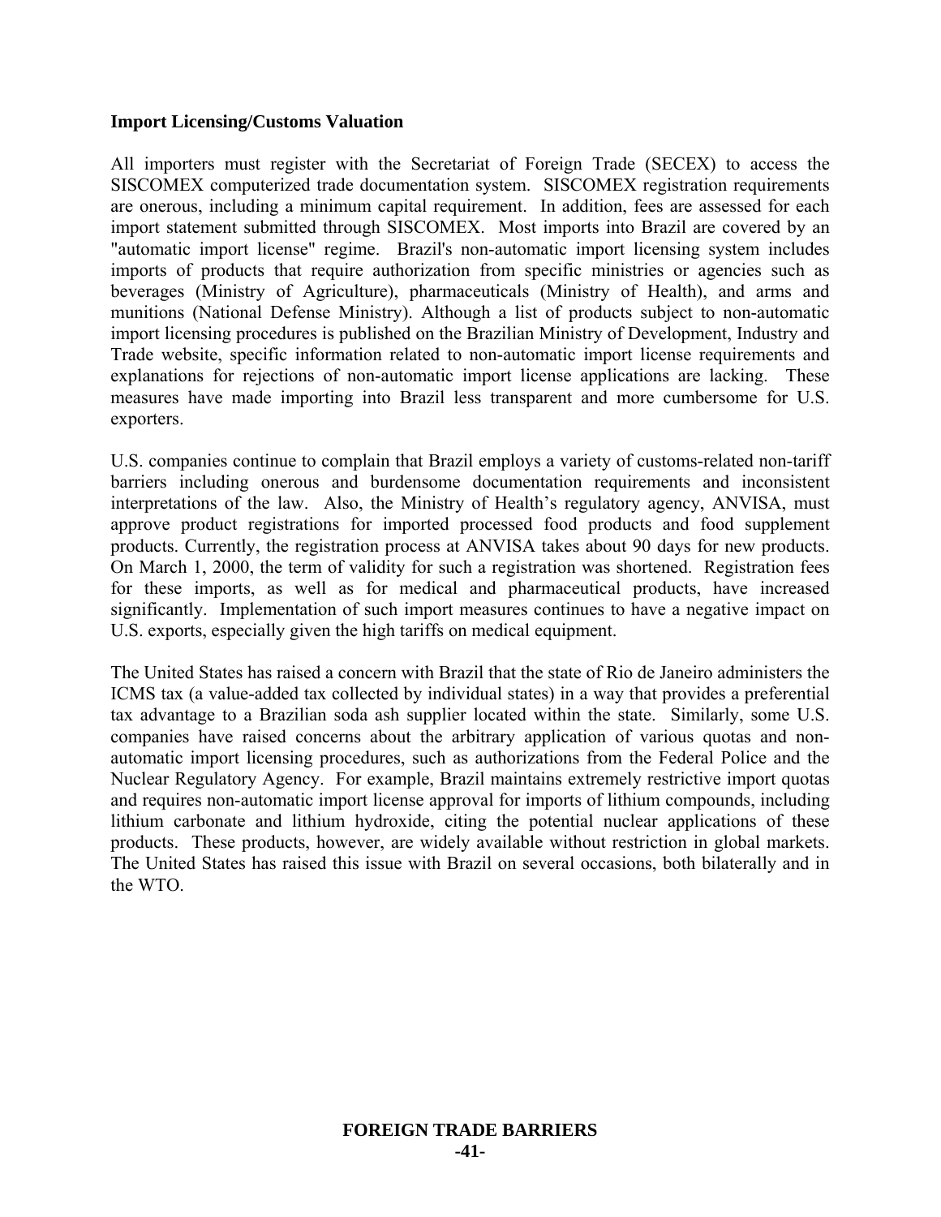**Import Licensing/Customs Valuation**

All importers must register with the Secretariat of Foreign Trade (SECEX) to access the SISCOMEX computerized trade documentation system. SISCOMEX registration requirements are onerous, including a minimum capital requirement. In addition, fees are assessed for each import statement submitted through SISCOMEX. Most imports into Brazil are covered by an "automatic import license" regime. Brazil's non-automatic import licensing system includes imports of products that require authorization from specific ministries or agencies such as beverages (Ministry of Agriculture), pharmaceuticals (Ministry of Health), and arms and munitions (National Defense Ministry). Although a list of products subject to non-automatic import licensing procedures is published on the Brazilian Ministry of Development, Industry and Trade website, specific information related to non-automatic import license requirements and explanations for rejections of non-automatic import license applications are lacking. These measures have made importing into Brazil less transparent and more cumbersome for U.S. exporters.

U.S. companies continue to complain that Brazil employs a variety of customs-related non-tariff barriers including onerous and burdensome documentation requirements and inconsistent interpretations of the law. Also, the Ministry of Health's regulatory agency, ANVISA, must approve product registrations for imported processed food products and food supplement products. Currently, the registration process at ANVISA takes about 90 days for new products. On March 1, 2000, the term of validity for such a registration was shortened. Registration fees for these imports, as well as for medical and pharmaceutical products, have increased significantly. Implementation of such import measures continues to have a negative impact on U.S. exports, especially given the high tariffs on medical equipment.

The United States has raised a concern with Brazil that the state of Rio de Janeiro administers the ICMS tax (a value-added tax collected by individual states) in a way that provides a preferential tax advantage to a Brazilian soda ash supplier located within the state. Similarly, some U.S. companies have raised concerns about the arbitrary application of various quotas and non-automatic import licensing procedures, such as authorizations from the Federal Police and the Nuclear Regulatory Agency. For example, Brazil maintains extremely restrictive import quotas and requires non-automatic import license approval for imports of lithium compounds, including lithium carbonate and lithium hydroxide, citing the potential nuclear applications of these products. These products, however, are widely available without restriction in global markets. The United States has raised this issue with Brazil on several occasions, both bilaterally and in the WTO.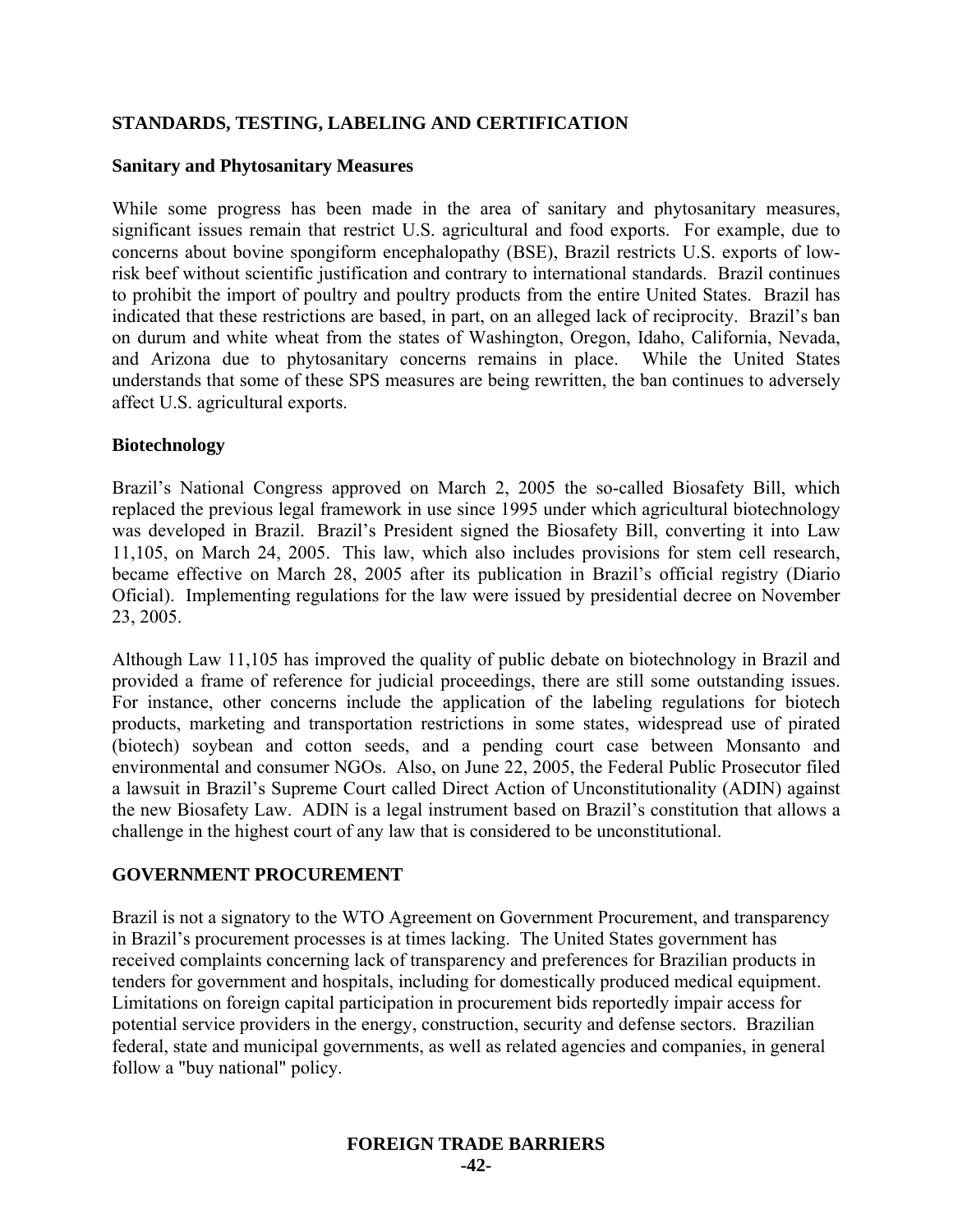## STANDARDS, TESTING, LABELING AND CERTIFICATION

### Sanitary and Phytosanitary Measures

While some progress has been made in the area of sanitary and phytosanitary measures, significant issues remain that restrict U.S. agricultural and food exports. For example, due to concerns about bovine spongiform encephalopathy (BSE), Brazil restricts U.S. exports of low-risk beef without scientific justification and contrary to international standards. Brazil continues to prohibit the import of poultry and poultry products from the entire United States. Brazil has indicated that these restrictions are based, in part, on an alleged lack of reciprocity. Brazil's ban on durum and white wheat from the states of Washington, Oregon, Idaho, California, Nevada, and Arizona due to phytosanitary concerns remains in place. While the United States understands that some of these SPS measures are being rewritten, the ban continues to adversely affect U.S. agricultural exports.

### Biotechnology

Brazil's National Congress approved on March 2, 2005 the so-called Biosafety Bill, which replaced the previous legal framework in use since 1995 under which agricultural biotechnology was developed in Brazil. Brazil's President signed the Biosafety Bill, converting it into Law 11,105, on March 24, 2005. This law, which also includes provisions for stem cell research, became effective on March 28, 2005 after its publication in Brazil's official registry (Diario Oficial). Implementing regulations for the law were issued by presidential decree on November 23, 2005.

Although Law 11,105 has improved the quality of public debate on biotechnology in Brazil and provided a frame of reference for judicial proceedings, there are still some outstanding issues. For instance, other concerns include the application of the labeling regulations for biotech products, marketing and transportation restrictions in some states, widespread use of pirated (biotech) soybean and cotton seeds, and a pending court case between Monsanto and environmental and consumer NGOs. Also, on June 22, 2005, the Federal Public Prosecutor filed a lawsuit in Brazil's Supreme Court called Direct Action of Unconstitutionality (ADIN) against the new Biosafety Law. ADIN is a legal instrument based on Brazil's constitution that allows a challenge in the highest court of any law that is considered to be unconstitutional.

## GOVERNMENT PROCUREMENT

Brazil is not a signatory to the WTO Agreement on Government Procurement, and transparency in Brazil's procurement processes is at times lacking. The United States government has received complaints concerning lack of transparency and preferences for Brazilian products in tenders for government and hospitals, including for domestically produced medical equipment. Limitations on foreign capital participation in procurement bids reportedly impair access for potential service providers in the energy, construction, security and defense sectors. Brazilian federal, state and municipal governments, as well as related agencies and companies, in general follow a "buy national" policy.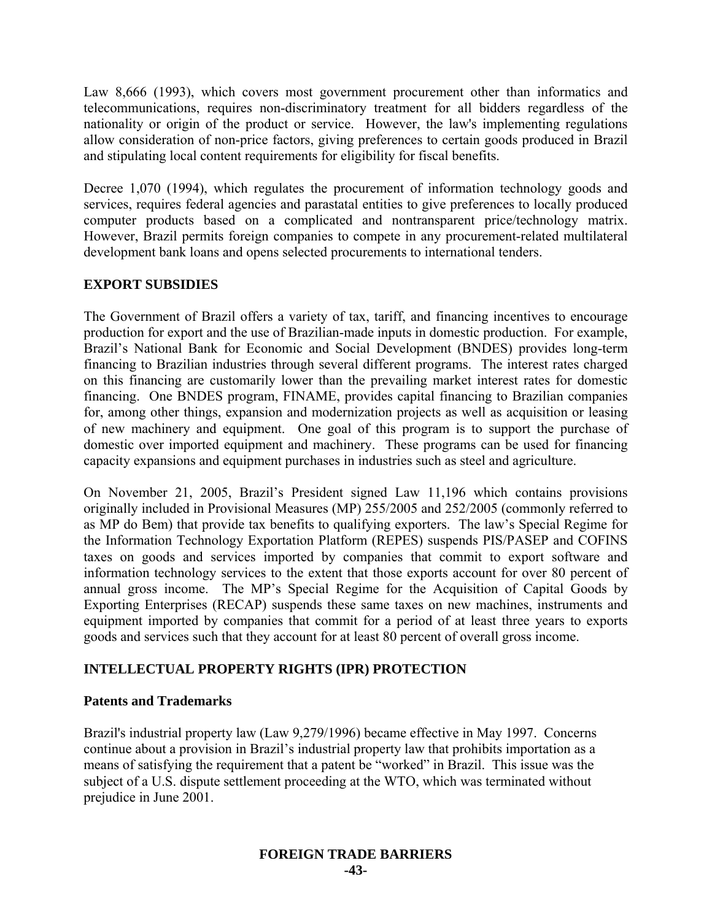Law 8,666 (1993), which covers most government procurement other than informatics and telecommunications, requires non-discriminatory treatment for all bidders regardless of the nationality or origin of the product or service. However, the law's implementing regulations allow consideration of non-price factors, giving preferences to certain goods produced in Brazil and stipulating local content requirements for eligibility for fiscal benefits.

Decree 1,070 (1994), which regulates the procurement of information technology goods and services, requires federal agencies and parastatal entities to give preferences to locally produced computer products based on a complicated and nontransparent price/technology matrix. However, Brazil permits foreign companies to compete in any procurement-related multilateral development bank loans and opens selected procurements to international tenders.

## EXPORT SUBSIDIES

The Government of Brazil offers a variety of tax, tariff, and financing incentives to encourage production for export and the use of Brazilian-made inputs in domestic production. For example, Brazil's National Bank for Economic and Social Development (BNDES) provides long-term financing to Brazilian industries through several different programs. The interest rates charged on this financing are customarily lower than the prevailing market interest rates for domestic financing. One BNDES program, FINAME, provides capital financing to Brazilian companies for, among other things, expansion and modernization projects as well as acquisition or leasing of new machinery and equipment. One goal of this program is to support the purchase of domestic over imported equipment and machinery. These programs can be used for financing capacity expansions and equipment purchases in industries such as steel and agriculture.

On November 21, 2005, Brazil's President signed Law 11,196 which contains provisions originally included in Provisional Measures (MP) 255/2005 and 252/2005 (commonly referred to as MP do Bem) that provide tax benefits to qualifying exporters. The law's Special Regime for the Information Technology Exportation Platform (REPES) suspends PIS/PASEP and COFINS taxes on goods and services imported by companies that commit to export software and information technology services to the extent that those exports account for over 80 percent of annual gross income. The MP's Special Regime for the Acquisition of Capital Goods by Exporting Enterprises (RECAP) suspends these same taxes on new machines, instruments and equipment imported by companies that commit for a period of at least three years to exports goods and services such that they account for at least 80 percent of overall gross income.

## INTELLECTUAL PROPERTY RIGHTS (IPR) PROTECTION

### Patents and Trademarks

Brazil's industrial property law (Law 9,279/1996) became effective in May 1997. Concerns continue about a provision in Brazil's industrial property law that prohibits importation as a means of satisfying the requirement that a patent be "worked" in Brazil. This issue was the subject of a U.S. dispute settlement proceeding at the WTO, which was terminated without prejudice in June 2001.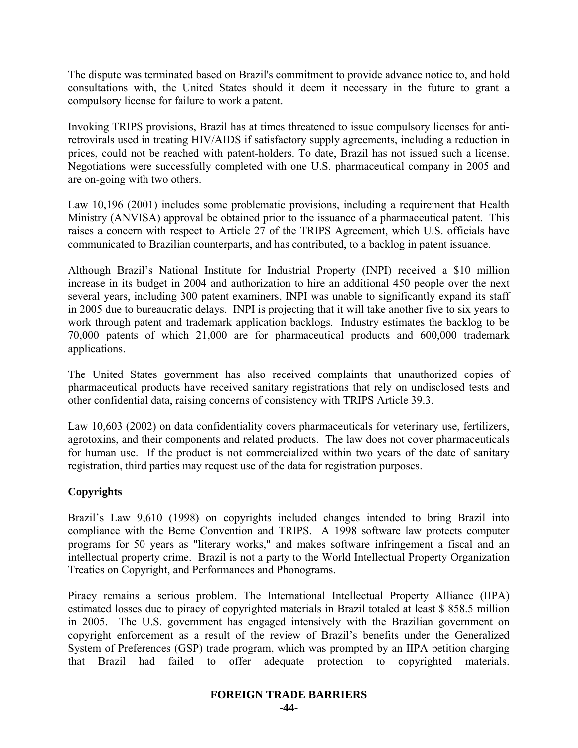The dispute was terminated based on Brazil's commitment to provide advance notice to, and hold consultations with, the United States should it deem it necessary in the future to grant a compulsory license for failure to work a patent.

Invoking TRIPS provisions, Brazil has at times threatened to issue compulsory licenses for anti-retrovirals used in treating HIV/AIDS if satisfactory supply agreements, including a reduction in prices, could not be reached with patent-holders. To date, Brazil has not issued such a license. Negotiations were successfully completed with one U.S. pharmaceutical company in 2005 and are on-going with two others.

Law 10,196 (2001) includes some problematic provisions, including a requirement that Health Ministry (ANVISA) approval be obtained prior to the issuance of a pharmaceutical patent. This raises a concern with respect to Article 27 of the TRIPS Agreement, which U.S. officials have communicated to Brazilian counterparts, and has contributed, to a backlog in patent issuance.

Although Brazil's National Institute for Industrial Property (INPI) received a $10 million increase in its budget in 2004 and authorization to hire an additional 450 people over the next several years, including 300 patent examiners, INPI was unable to significantly expand its staff in 2005 due to bureaucratic delays. INPI is projecting that it will take another five to six years to work through patent and trademark application backlogs. Industry estimates the backlog to be 70,000 patents of which 21,000 are for pharmaceutical products and 600,000 trademark applications.

The United States government has also received complaints that unauthorized copies of pharmaceutical products have received sanitary registrations that rely on undisclosed tests and other confidential data, raising concerns of consistency with TRIPS Article 39.3.

Law 10,603 (2002) on data confidentiality covers pharmaceuticals for veterinary use, fertilizers, agrotoxins, and their components and related products. The law does not cover pharmaceuticals for human use. If the product is not commercialized within two years of the date of sanitary registration, third parties may request use of the data for registration purposes.

**Copyrights**

Brazil's Law 9,610 (1998) on copyrights included changes intended to bring Brazil into compliance with the Berne Convention and TRIPS. A 1998 software law protects computer programs for 50 years as "literary works," and makes software infringement a fiscal and an intellectual property crime. Brazil is not a party to the World Intellectual Property Organization Treaties on Copyright, and Performances and Phonograms.

Piracy remains a serious problem. The International Intellectual Property Alliance (IIPA) estimated losses due to piracy of copyrighted materials in Brazil totaled at least $ 858.5 million in 2005. The U.S. government has engaged intensively with the Brazilian government on copyright enforcement as a result of the review of Brazil's benefits under the Generalized System of Preferences (GSP) trade program, which was prompted by an IIPA petition charging that Brazil had failed to offer adequate protection to copyrighted materials.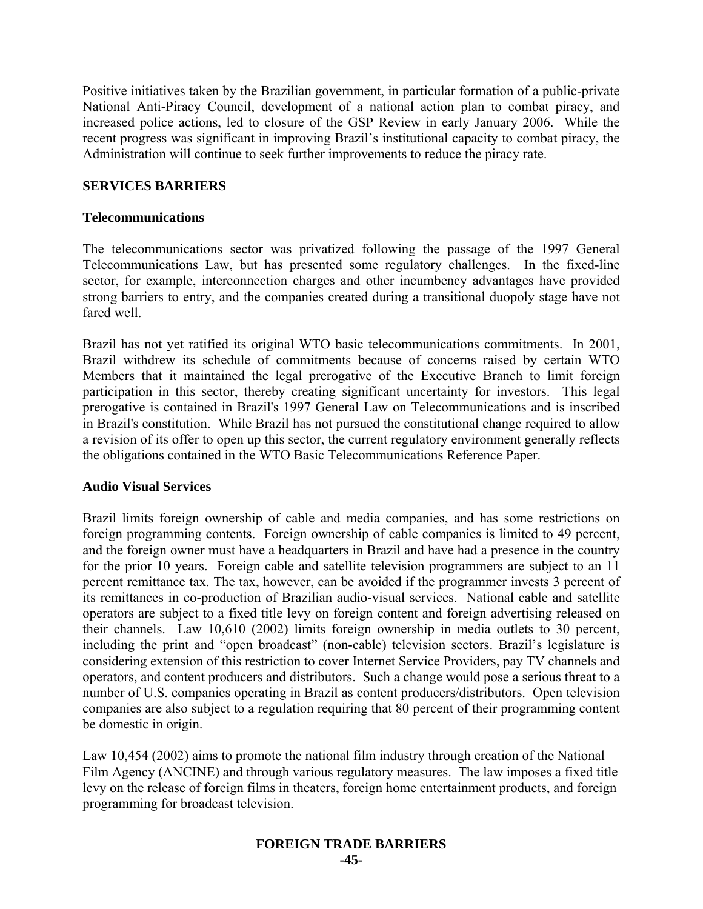Positive initiatives taken by the Brazilian government, in particular formation of a public-private National Anti-Piracy Council, development of a national action plan to combat piracy, and increased police actions, led to closure of the GSP Review in early January 2006. While the recent progress was significant in improving Brazil's institutional capacity to combat piracy, the Administration will continue to seek further improvements to reduce the piracy rate.

## SERVICES BARRIERS

### Telecommunications

The telecommunications sector was privatized following the passage of the 1997 General Telecommunications Law, but has presented some regulatory challenges. In the fixed-line sector, for example, interconnection charges and other incumbency advantages have provided strong barriers to entry, and the companies created during a transitional duopoly stage have not fared well.

Brazil has not yet ratified its original WTO basic telecommunications commitments. In 2001, Brazil withdrew its schedule of commitments because of concerns raised by certain WTO Members that it maintained the legal prerogative of the Executive Branch to limit foreign participation in this sector, thereby creating significant uncertainty for investors. This legal prerogative is contained in Brazil's 1997 General Law on Telecommunications and is inscribed in Brazil's constitution. While Brazil has not pursued the constitutional change required to allow a revision of its offer to open up this sector, the current regulatory environment generally reflects the obligations contained in the WTO Basic Telecommunications Reference Paper.

### Audio Visual Services

Brazil limits foreign ownership of cable and media companies, and has some restrictions on foreign programming contents. Foreign ownership of cable companies is limited to 49 percent, and the foreign owner must have a headquarters in Brazil and have had a presence in the country for the prior 10 years. Foreign cable and satellite television programmers are subject to an 11 percent remittance tax. The tax, however, can be avoided if the programmer invests 3 percent of its remittances in co-production of Brazilian audio-visual services. National cable and satellite operators are subject to a fixed title levy on foreign content and foreign advertising released on their channels. Law 10,610 (2002) limits foreign ownership in media outlets to 30 percent, including the print and "open broadcast" (non-cable) television sectors. Brazil's legislature is considering extension of this restriction to cover Internet Service Providers, pay TV channels and operators, and content producers and distributors. Such a change would pose a serious threat to a number of U.S. companies operating in Brazil as content producers/distributors. Open television companies are also subject to a regulation requiring that 80 percent of their programming content be domestic in origin.

Law 10,454 (2002) aims to promote the national film industry through creation of the National Film Agency (ANCINE) and through various regulatory measures. The law imposes a fixed title levy on the release of foreign films in theaters, foreign home entertainment products, and foreign programming for broadcast television.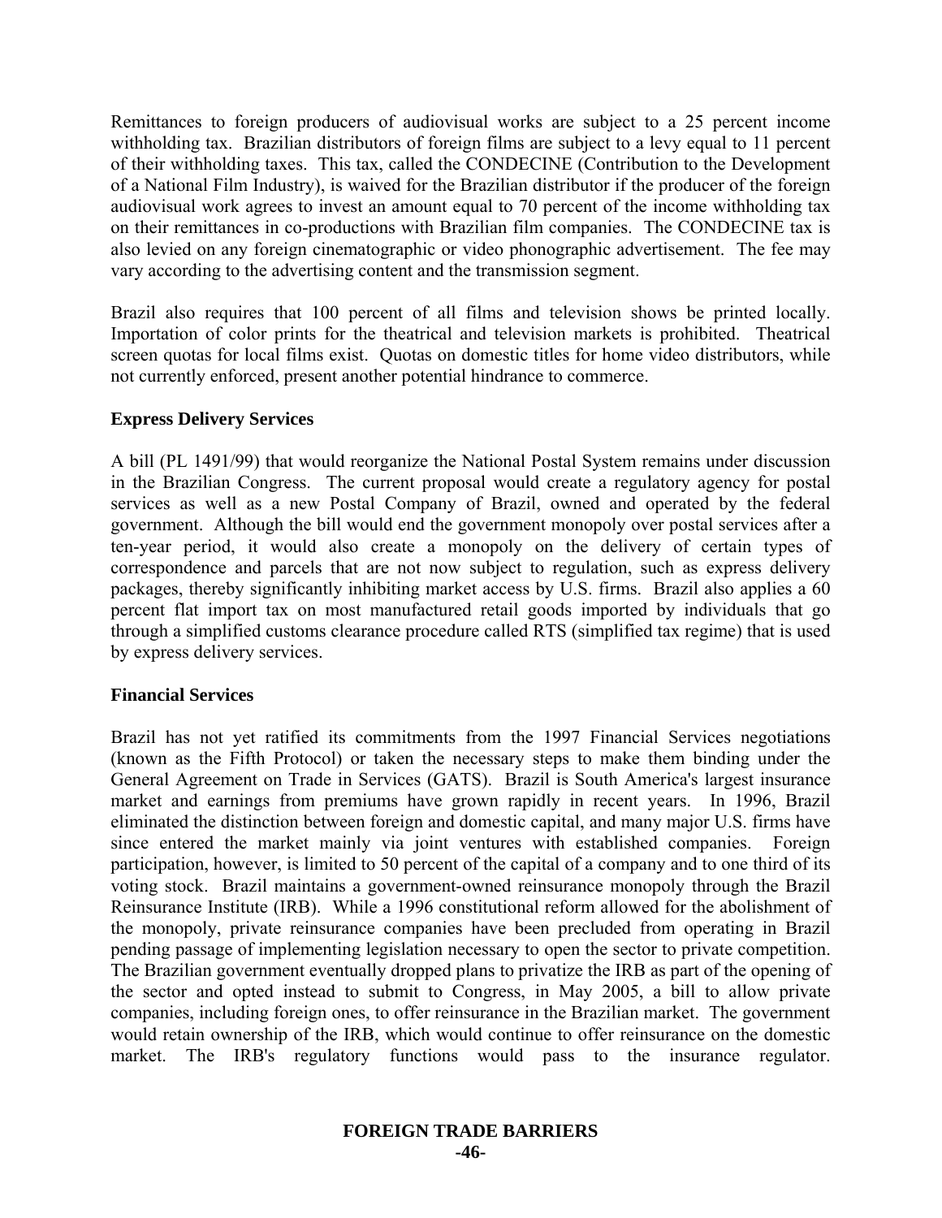Remittances to foreign producers of audiovisual works are subject to a 25 percent income withholding tax. Brazilian distributors of foreign films are subject to a levy equal to 11 percent of their withholding taxes. This tax, called the CONDECINE (Contribution to the Development of a National Film Industry), is waived for the Brazilian distributor if the producer of the foreign audiovisual work agrees to invest an amount equal to 70 percent of the income withholding tax on their remittances in co-productions with Brazilian film companies. The CONDECINE tax is also levied on any foreign cinematographic or video phonographic advertisement. The fee may vary according to the advertising content and the transmission segment.

Brazil also requires that 100 percent of all films and television shows be printed locally. Importation of color prints for the theatrical and television markets is prohibited. Theatrical screen quotas for local films exist. Quotas on domestic titles for home video distributors, while not currently enforced, present another potential hindrance to commerce.

**Express Delivery Services**

A bill (PL 1491/99) that would reorganize the National Postal System remains under discussion in the Brazilian Congress. The current proposal would create a regulatory agency for postal services as well as a new Postal Company of Brazil, owned and operated by the federal government. Although the bill would end the government monopoly over postal services after a ten-year period, it would also create a monopoly on the delivery of certain types of correspondence and parcels that are not now subject to regulation, such as express delivery packages, thereby significantly inhibiting market access by U.S. firms. Brazil also applies a 60 percent flat import tax on most manufactured retail goods imported by individuals that go through a simplified customs clearance procedure called RTS (simplified tax regime) that is used by express delivery services.

**Financial Services**

Brazil has not yet ratified its commitments from the 1997 Financial Services negotiations (known as the Fifth Protocol) or taken the necessary steps to make them binding under the General Agreement on Trade in Services (GATS). Brazil is South America's largest insurance market and earnings from premiums have grown rapidly in recent years. In 1996, Brazil eliminated the distinction between foreign and domestic capital, and many major U.S. firms have since entered the market mainly via joint ventures with established companies. Foreign participation, however, is limited to 50 percent of the capital of a company and to one third of its voting stock. Brazil maintains a government-owned reinsurance monopoly through the Brazil Reinsurance Institute (IRB). While a 1996 constitutional reform allowed for the abolishment of the monopoly, private reinsurance companies have been precluded from operating in Brazil pending passage of implementing legislation necessary to open the sector to private competition. The Brazilian government eventually dropped plans to privatize the IRB as part of the opening of the sector and opted instead to submit to Congress, in May 2005, a bill to allow private companies, including foreign ones, to offer reinsurance in the Brazilian market. The government would retain ownership of the IRB, which would continue to offer reinsurance on the domestic market. The IRB's regulatory functions would pass to the insurance regulator.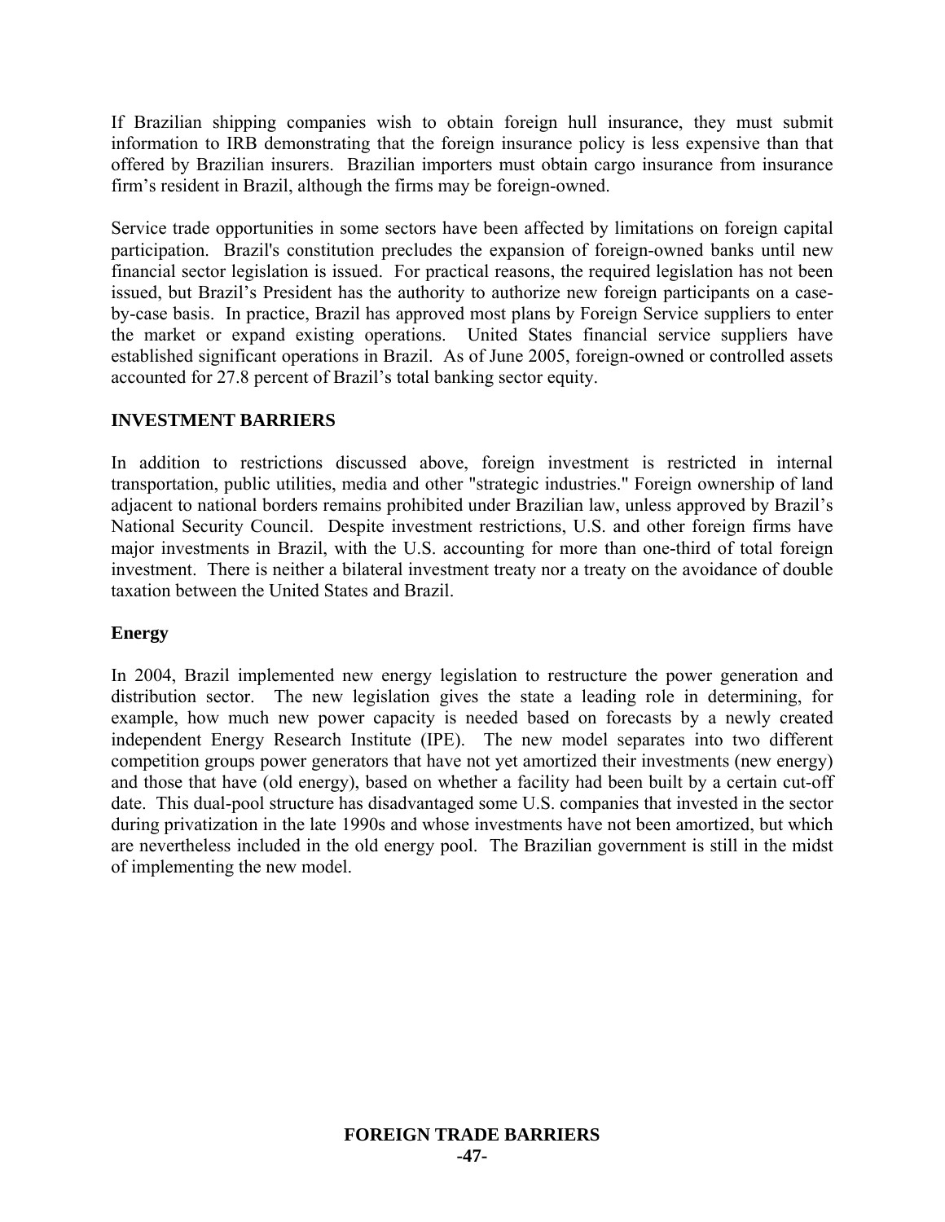If Brazilian shipping companies wish to obtain foreign hull insurance, they must submit information to IRB demonstrating that the foreign insurance policy is less expensive than that offered by Brazilian insurers. Brazilian importers must obtain cargo insurance from insurance firm's resident in Brazil, although the firms may be foreign-owned.

Service trade opportunities in some sectors have been affected by limitations on foreign capital participation. Brazil's constitution precludes the expansion of foreign-owned banks until new financial sector legislation is issued. For practical reasons, the required legislation has not been issued, but Brazil's President has the authority to authorize new foreign participants on a case-by-case basis. In practice, Brazil has approved most plans by Foreign Service suppliers to enter the market or expand existing operations. United States financial service suppliers have established significant operations in Brazil. As of June 2005, foreign-owned or controlled assets accounted for 27.8 percent of Brazil's total banking sector equity.

## INVESTMENT BARRIERS

In addition to restrictions discussed above, foreign investment is restricted in internal transportation, public utilities, media and other "strategic industries." Foreign ownership of land adjacent to national borders remains prohibited under Brazilian law, unless approved by Brazil's National Security Council. Despite investment restrictions, U.S. and other foreign firms have major investments in Brazil, with the U.S. accounting for more than one-third of total foreign investment. There is neither a bilateral investment treaty nor a treaty on the avoidance of double taxation between the United States and Brazil.

### Energy

In 2004, Brazil implemented new energy legislation to restructure the power generation and distribution sector. The new legislation gives the state a leading role in determining, for example, how much new power capacity is needed based on forecasts by a newly created independent Energy Research Institute (IPE). The new model separates into two different competition groups power generators that have not yet amortized their investments (new energy) and those that have (old energy), based on whether a facility had been built by a certain cut-off date. This dual-pool structure has disadvantaged some U.S. companies that invested in the sector during privatization in the late 1990s and whose investments have not been amortized, but which are nevertheless included in the old energy pool. The Brazilian government is still in the midst of implementing the new model.